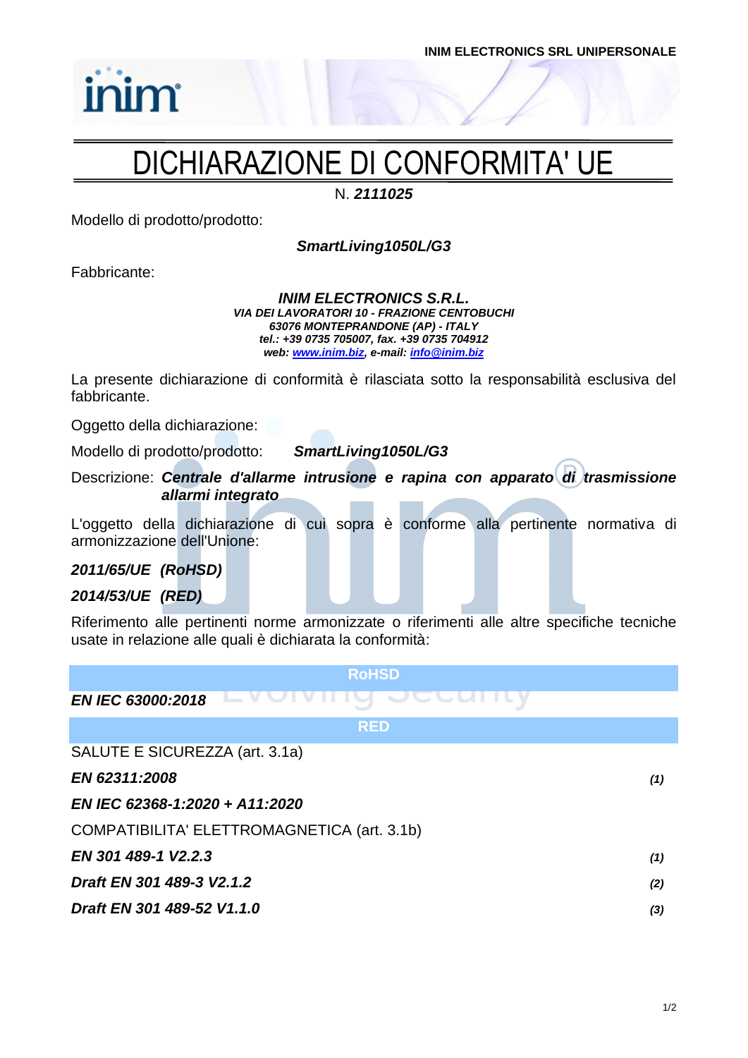INIM ELECTRONICS SRL UNIPERSONALE

# DICHIARAZIONE DI CONFORMITA' UE

N. ***2111025***

Modello di prodotto/prodotto:

***SmartLiving1050L/G3***

Fabbricante:

***INIM ELECTRONICS S.R.L.***
***VIA DEI LAVORATORI 10 - FRAZIONE CENTOBUCHI***
***63076 MONTEPRANDONE (AP) - ITALY***
***tel.: +39 0735 705007, fax. +39 0735 704912***
***web: www.inim.biz, e-mail: info@inim.biz***

La presente dichiarazione di conformità è rilasciata sotto la responsabilità esclusiva del fabbricante.

Oggetto della dichiarazione:

Modello di prodotto/prodotto: ***SmartLiving1050L/G3***

Descrizione: ***Centrale d'allarme intrusione e rapina con apparato di trasmissione allarmi integrato***

L'oggetto della dichiarazione di cui sopra è conforme alla pertinente normativa di armonizzazione dell'Unione:

***2011/65/UE (RoHSD)***

***2014/53/UE (RED)***

Riferimento alle pertinenti norme armonizzate o riferimenti alle altre specifiche tecniche usate in relazione alle quali è dichiarata la conformità:

| RoHSD | |
|---|---|
| ***EN IEC 63000:2018*** | |
| **RED** | |
| SALUTE E SICUREZZA (art. 3.1a) | |
| ***EN 62311:2008*** | ***(1)*** |
| ***EN IEC 62368-1:2020 + A11:2020*** | |
| COMPATIBILITA' ELETTROMAGNETICA (art. 3.1b) | |
| ***EN 301 489-1 V2.2.3*** | ***(1)*** |
| ***Draft EN 301 489-3 V2.1.2*** | ***(2)*** |
| ***Draft EN 301 489-52 V1.1.0*** | ***(3)*** |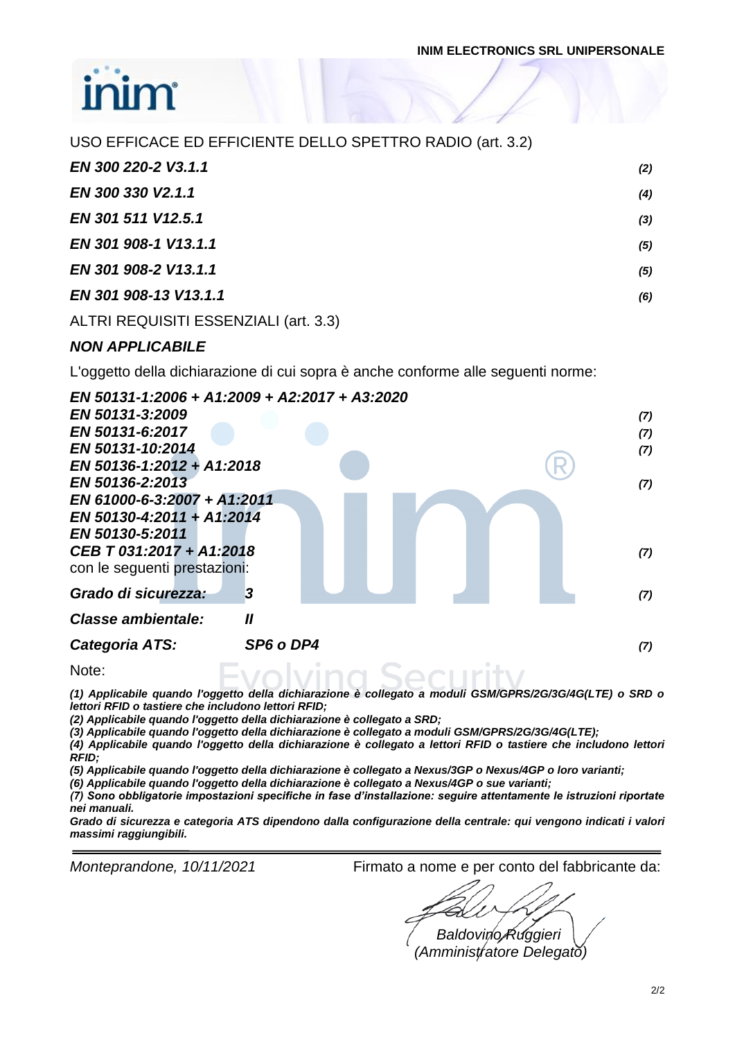USO EFFICACE ED EFFICIENTE DELLO SPETTRO RADIO (art. 3.2)

| | |
|---|---|
| ***EN 300 220-2 V3.1.1*** | *(2)* |
| ***EN 300 330 V2.1.1*** | *(4)* |
| ***EN 301 511 V12.5.1*** | *(3)* |
| ***EN 301 908-1 V13.1.1*** | *(5)* |
| ***EN 301 908-2 V13.1.1*** | *(5)* |
| ***EN 301 908-13 V13.1.1*** | *(6)* |

ALTRI REQUISITI ESSENZIALI (art. 3.3)

***NON APPLICABILE***

L'oggetto della dichiarazione di cui sopra è anche conforme alle seguenti norme:

| | |
|---|---|
| ***EN 50131-1:2006 + A1:2009 + A2:2017 + A3:2020*** | |
| ***EN 50131-3:2009*** | *(7)* |
| ***EN 50131-6:2017*** | *(7)* |
| ***EN 50131-10:2014*** | *(7)* |
| ***EN 50136-1:2012 + A1:2018*** | |
| ***EN 50136-2:2013*** | *(7)* |
| ***EN 61000-6-3:2007 + A1:2011*** | |
| ***EN 50130-4:2011 + A1:2014*** | |
| ***EN 50130-5:2011*** | |
| ***CEB T 031:2017 + A1:2018*** | *(7)* |

con le seguenti prestazioni:

| | | |
|---|---|---|
| ***Grado di sicurezza:*** | ***3*** | *(7)* |
| ***Classe ambientale:*** | ***II*** | |
| ***Categoria ATS:*** | ***SP6 o DP4*** | *(7)* |

Note:

***(1) Applicabile quando l'oggetto della dichiarazione è collegato a moduli GSM/GPRS/2G/3G/4G(LTE) o SRD o lettori RFID o tastiere che includono lettori RFID;***
***(2) Applicabile quando l'oggetto della dichiarazione è collegato a SRD;***
***(3) Applicabile quando l'oggetto della dichiarazione è collegato a moduli GSM/GPRS/2G/3G/4G(LTE);***
***(4) Applicabile quando l'oggetto della dichiarazione è collegato a lettori RFID o tastiere che includono lettori RFID;***
***(5) Applicabile quando l'oggetto della dichiarazione è collegato a Nexus/3GP o Nexus/4GP o loro varianti;***
***(6) Applicabile quando l'oggetto della dichiarazione è collegato a Nexus/4GP o sue varianti;***
***(7) Sono obbligatorie impostazioni specifiche in fase d'installazione: seguire attentamente le istruzioni riportate nei manuali.***
***Grado di sicurezza e categoria ATS dipendono dalla configurazione della centrale: qui vengono indicati i valori massimi raggiungibili.***

---

*Monteprandone, 10/11/2021*

Firmato a nome e per conto del fabbricante da:

*Baldovino Ruggieri*
*(Amministratore Delegato)*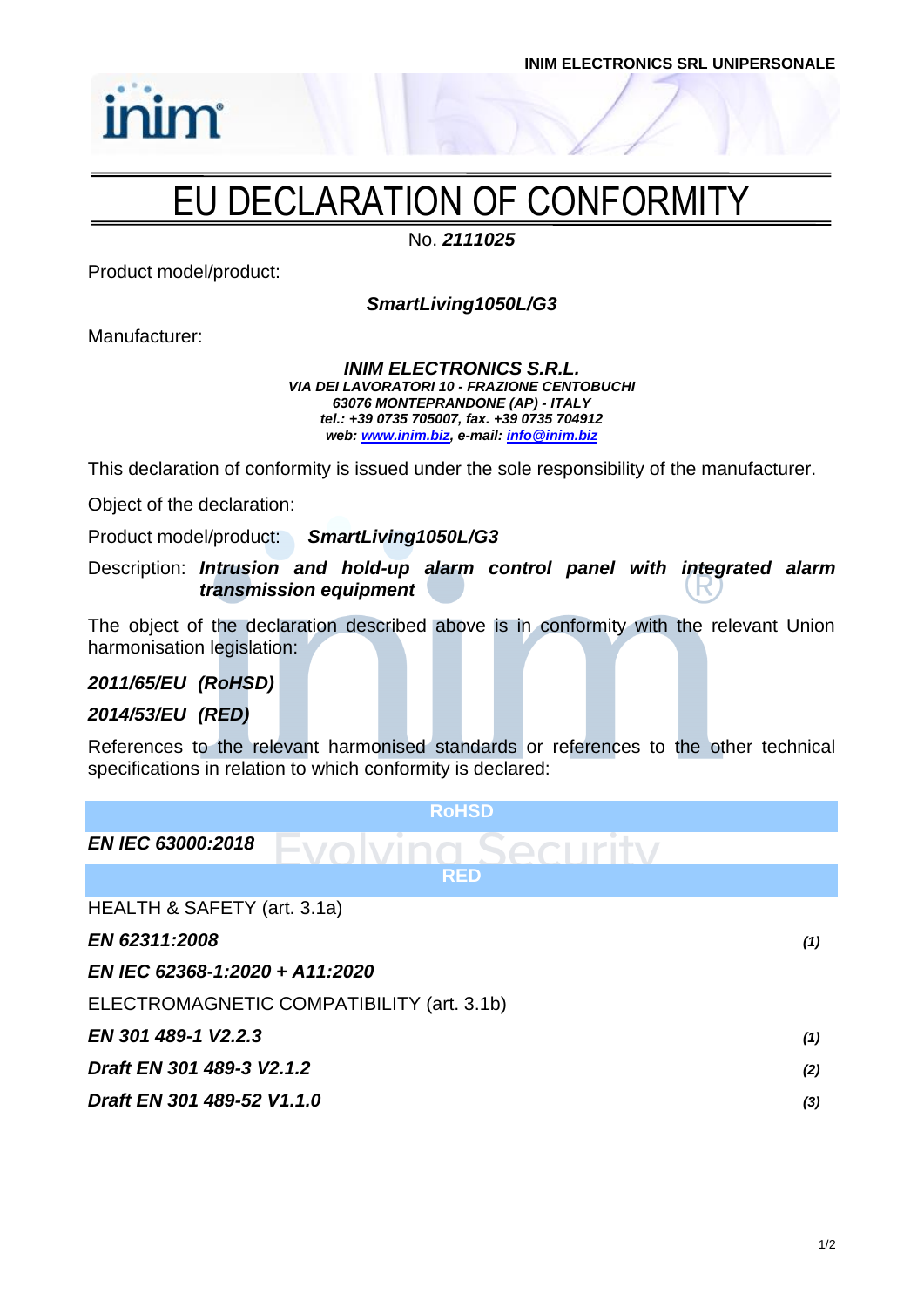# EU DECLARATION OF CONFORMITY

No. ***2111025***

Product model/product:

***SmartLiving1050L/G3***

Manufacturer:

***INIM ELECTRONICS S.R.L.***
***VIA DEI LAVORATORI 10 - FRAZIONE CENTOBUCHI***
***63076 MONTEPRANDONE (AP) - ITALY***
***tel.: +39 0735 705007, fax. +39 0735 704912***
***web: www.inim.biz, e-mail: info@inim.biz***

This declaration of conformity is issued under the sole responsibility of the manufacturer.

Object of the declaration:

Product model/product: ***SmartLiving1050L/G3***

Description: ***Intrusion and hold-up alarm control panel with integrated alarm transmission equipment***

The object of the declaration described above is in conformity with the relevant Union harmonisation legislation:

***2011/65/EU (RoHSD)***

***2014/53/EU (RED)***

References to the relevant harmonised standards or references to the other technical specifications in relation to which conformity is declared:

| RoHSD | |
|---|---|
| ***EN IEC 63000:2018*** | |
| **RED** | |
| HEALTH & SAFETY (art. 3.1a) | |
| ***EN 62311:2008*** | ***(1)*** |
| ***EN IEC 62368-1:2020 + A11:2020*** | |
| ELECTROMAGNETIC COMPATIBILITY (art. 3.1b) | |
| ***EN 301 489-1 V2.2.3*** | ***(1)*** |
| ***Draft EN 301 489-3 V2.1.2*** | ***(2)*** |
| ***Draft EN 301 489-52 V1.1.0*** | ***(3)*** |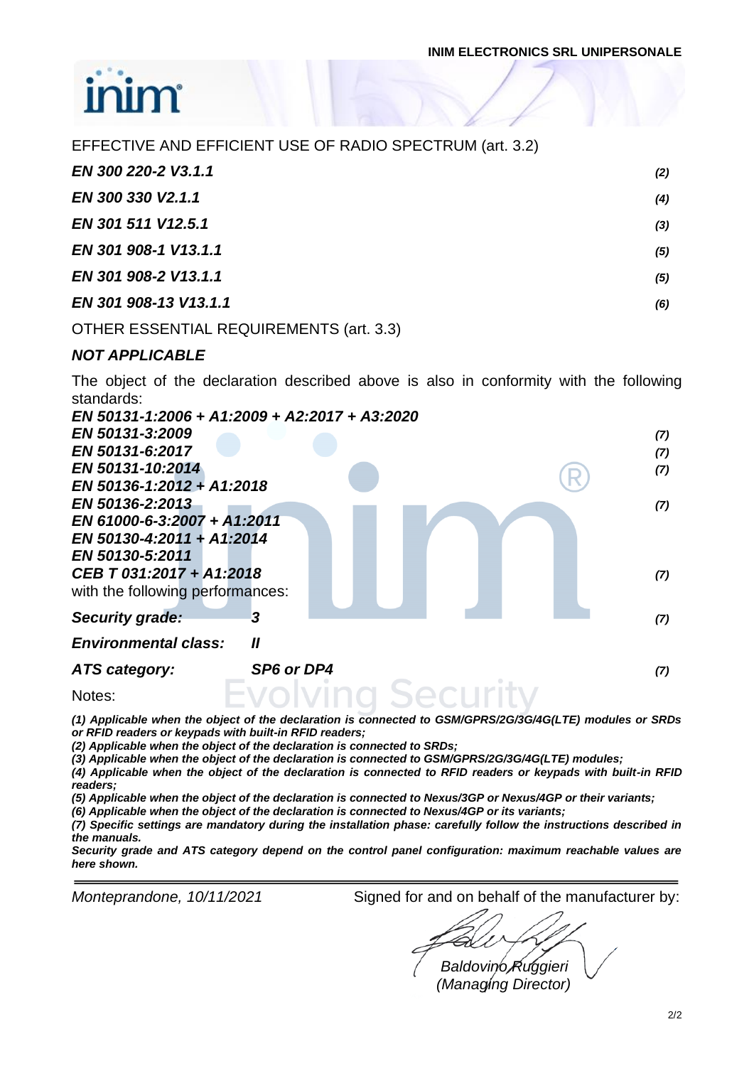EFFECTIVE AND EFFICIENT USE OF RADIO SPECTRUM (art. 3.2)

| | |
|---|---|
| ***EN 300 220-2 V3.1.1*** | *(2)* |
| ***EN 300 330 V2.1.1*** | *(4)* |
| ***EN 301 511 V12.5.1*** | *(3)* |
| ***EN 301 908-1 V13.1.1*** | *(5)* |
| ***EN 301 908-2 V13.1.1*** | *(5)* |
| ***EN 301 908-13 V13.1.1*** | *(6)* |

OTHER ESSENTIAL REQUIREMENTS (art. 3.3)

***NOT APPLICABLE***

The object of the declaration described above is also in conformity with the following standards:

| | |
|---|---|
| ***EN 50131-1:2006 + A1:2009 + A2:2017 + A3:2020*** | |
| ***EN 50131-3:2009*** | *(7)* |
| ***EN 50131-6:2017*** | *(7)* |
| ***EN 50131-10:2014*** | *(7)* |
| ***EN 50136-1:2012 + A1:2018*** | |
| ***EN 50136-2:2013*** | *(7)* |
| ***EN 61000-6-3:2007 + A1:2011*** | |
| ***EN 50130-4:2011 + A1:2014*** | |
| ***EN 50130-5:2011*** | |
| ***CEB T 031:2017 + A1:2018*** | *(7)* |

with the following performances:

| | | |
|---|---|---|
| ***Security grade:*** | ***3*** | *(7)* |
| ***Environmental class:*** | ***II*** | |
| ***ATS category:*** | ***SP6 or DP4*** | *(7)* |

Notes:

***(1) Applicable when the object of the declaration is connected to GSM/GPRS/2G/3G/4G(LTE) modules or SRDs or RFID readers or keypads with built-in RFID readers;***
***(2) Applicable when the object of the declaration is connected to SRDs;***
***(3) Applicable when the object of the declaration is connected to GSM/GPRS/2G/3G/4G(LTE) modules;***
***(4) Applicable when the object of the declaration is connected to RFID readers or keypads with built-in RFID readers;***
***(5) Applicable when the object of the declaration is connected to Nexus/3GP or Nexus/4GP or their variants;***
***(6) Applicable when the object of the declaration is connected to Nexus/4GP or its variants;***
***(7) Specific settings are mandatory during the installation phase: carefully follow the instructions described in the manuals.***
***Security grade and ATS category depend on the control panel configuration: maximum reachable values are here shown.***

*Monteprandone, 10/11/2021*

Signed for and on behalf of the manufacturer by:

*Baldovino Ruggieri*
*(Managing Director)*